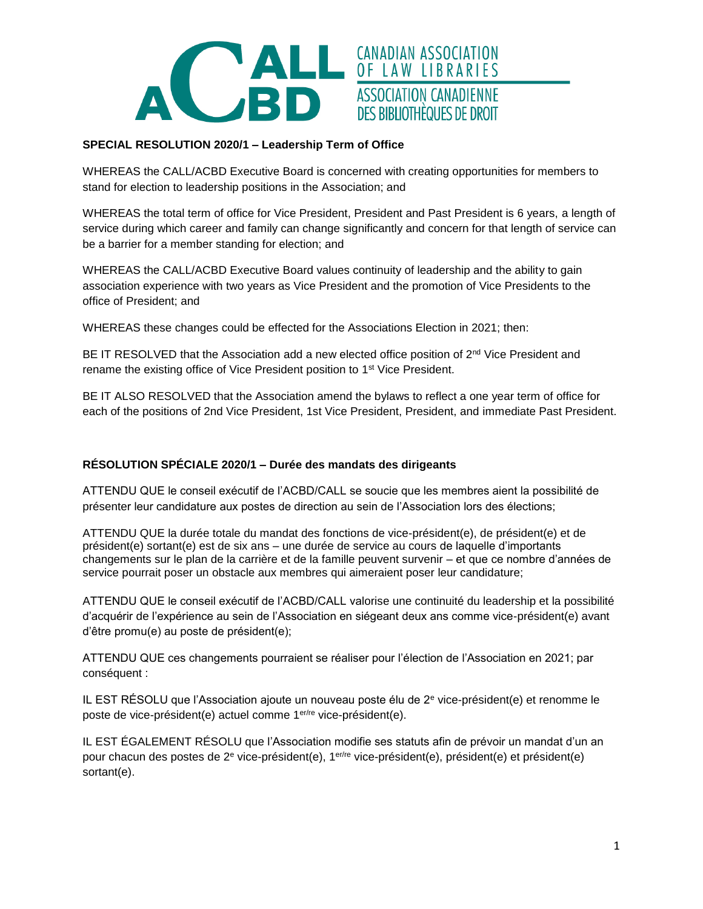CANADIAN ASSOCIATION OF LAW LIBRARIES
ASSOCIATION CANADIENNE DES BIBLIOTHÈQUES DE DROIT

**SPECIAL RESOLUTION 2020/1 – Leadership Term of Office**

WHEREAS the CALL/ACBD Executive Board is concerned with creating opportunities for members to stand for election to leadership positions in the Association; and

WHEREAS the total term of office for Vice President, President and Past President is 6 years, a length of service during which career and family can change significantly and concern for that length of service can be a barrier for a member standing for election; and

WHEREAS the CALL/ACBD Executive Board values continuity of leadership and the ability to gain association experience with two years as Vice President and the promotion of Vice Presidents to the office of President; and

WHEREAS these changes could be effected for the Associations Election in 2021; then:

BE IT RESOLVED that the Association add a new elected office position of 2nd Vice President and rename the existing office of Vice President position to 1st Vice President.

BE IT ALSO RESOLVED that the Association amend the bylaws to reflect a one year term of office for each of the positions of 2nd Vice President, 1st Vice President, President, and immediate Past President.

**RÉSOLUTION SPÉCIALE 2020/1 – Durée des mandats des dirigeants**

ATTENDU QUE le conseil exécutif de l'ACBD/CALL se soucie que les membres aient la possibilité de présenter leur candidature aux postes de direction au sein de l'Association lors des élections;

ATTENDU QUE la durée totale du mandat des fonctions de vice-président(e), de président(e) et de président(e) sortant(e) est de six ans – une durée de service au cours de laquelle d'importants changements sur le plan de la carrière et de la famille peuvent survenir – et que ce nombre d'années de service pourrait poser un obstacle aux membres qui aimeraient poser leur candidature;

ATTENDU QUE le conseil exécutif de l'ACBD/CALL valorise une continuité du leadership et la possibilité d'acquérir de l'expérience au sein de l'Association en siégeant deux ans comme vice-président(e) avant d'être promu(e) au poste de président(e);

ATTENDU QUE ces changements pourraient se réaliser pour l'élection de l'Association en 2021; par conséquent :

IL EST RÉSOLU que l'Association ajoute un nouveau poste élu de 2e vice-président(e) et renomme le poste de vice-président(e) actuel comme 1er/re vice-président(e).

IL EST ÉGALEMENT RÉSOLU que l'Association modifie ses statuts afin de prévoir un mandat d'un an pour chacun des postes de 2e vice-président(e), 1er/re vice-président(e), président(e) et président(e) sortant(e).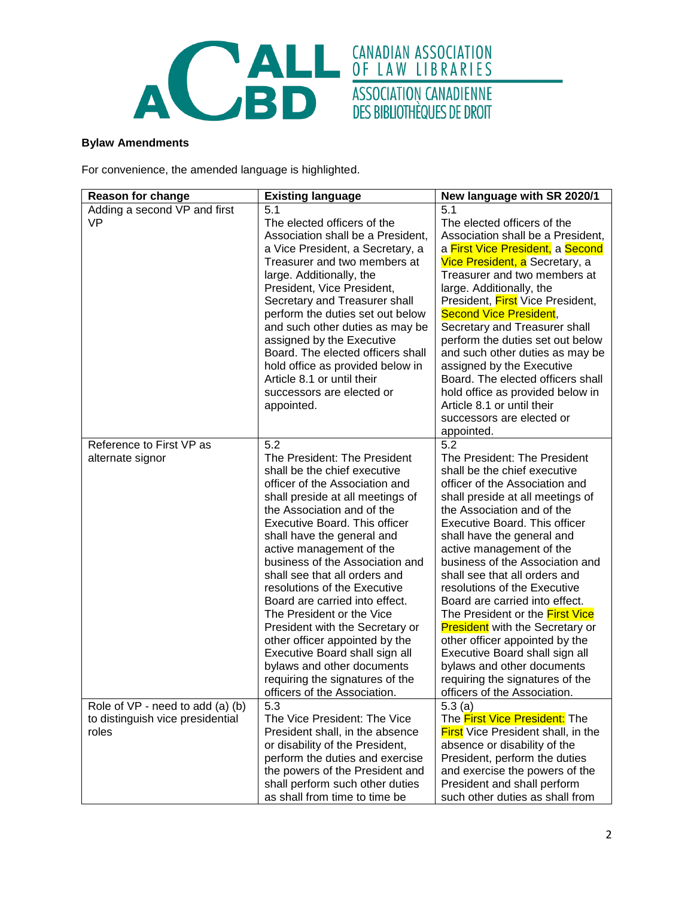**Bylaw Amendments**

For convenience, the amended language is highlighted.

| Reason for change | Existing language | New language with SR 2020/1 |
|---|---|---|
| Adding a second VP and first VP | 5.1<br>The elected officers of the Association shall be a President, a Vice President, a Secretary, a Treasurer and two members at large. Additionally, the President, Vice President, Secretary and Treasurer shall perform the duties set out below and such other duties as may be assigned by the Executive Board. The elected officers shall hold office as provided below in Article 8.1 or until their successors are elected or appointed. | 5.1<br>The elected officers of the Association shall be a President, a First Vice President, a Second Vice President, a Secretary, a Treasurer and two members at large. Additionally, the President, First Vice President, Second Vice President, Secretary and Treasurer shall perform the duties set out below and such other duties as may be assigned by the Executive Board. The elected officers shall hold office as provided below in Article 8.1 or until their successors are elected or appointed. |
| Reference to First VP as alternate signor | 5.2<br>The President: The President shall be the chief executive officer of the Association and shall preside at all meetings of the Association and of the Executive Board. This officer shall have the general and active management of the business of the Association and shall see that all orders and resolutions of the Executive Board are carried into effect. The President or the Vice President with the Secretary or other officer appointed by the Executive Board shall sign all bylaws and other documents requiring the signatures of the officers of the Association. | 5.2<br>The President: The President shall be the chief executive officer of the Association and shall preside at all meetings of the Association and of the Executive Board. This officer shall have the general and active management of the business of the Association and shall see that all orders and resolutions of the Executive Board are carried into effect. The President or the First Vice President with the Secretary or other officer appointed by the Executive Board shall sign all bylaws and other documents requiring the signatures of the officers of the Association. |
| Role of VP - need to add (a) (b) to distinguish vice presidential roles | 5.3<br>The Vice President: The Vice President shall, in the absence or disability of the President, perform the duties and exercise the powers of the President and shall perform such other duties as shall from time to time be | 5.3 (a)<br>The First Vice President: The First Vice President shall, in the absence or disability of the President, perform the duties and exercise the powers of the President and shall perform such other duties as shall from |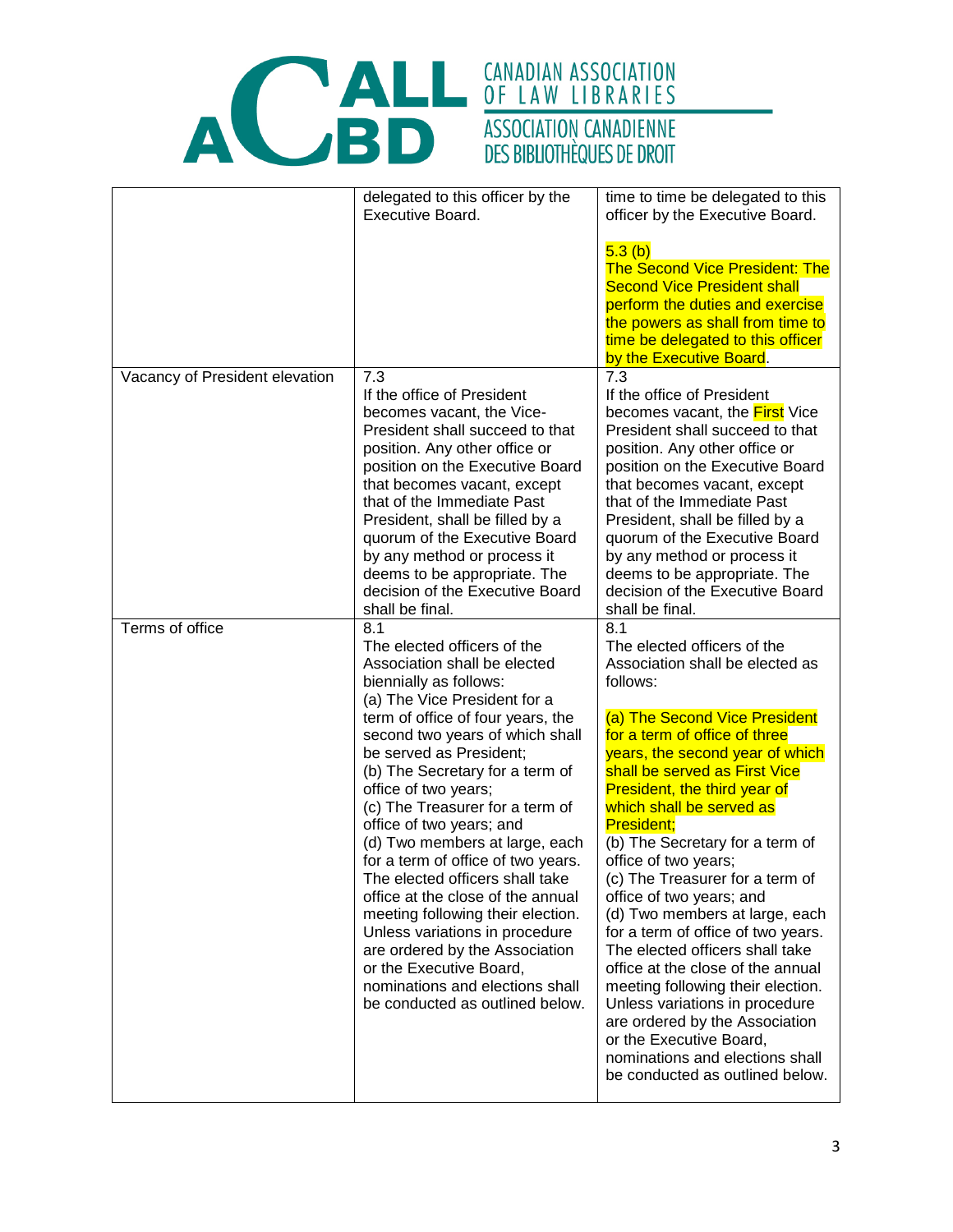| | | |
|---|---|---|
| | delegated to this officer by the Executive Board. | time to time be delegated to this officer by the Executive Board.<br><br>5.3 (b)<br>The Second Vice President: The Second Vice President shall perform the duties and exercise the powers as shall from time to time be delegated to this officer by the Executive Board. |
| Vacancy of President elevation | 7.3<br>If the office of President becomes vacant, the Vice-President shall succeed to that position. Any other office or position on the Executive Board that becomes vacant, except that of the Immediate Past President, shall be filled by a quorum of the Executive Board by any method or process it deems to be appropriate. The decision of the Executive Board shall be final. | 7.3<br>If the office of President becomes vacant, the First Vice President shall succeed to that position. Any other office or position on the Executive Board that becomes vacant, except that of the Immediate Past President, shall be filled by a quorum of the Executive Board by any method or process it deems to be appropriate. The decision of the Executive Board shall be final. |
| Terms of office | 8.1<br>The elected officers of the Association shall be elected biennially as follows:<br>(a) The Vice President for a term of office of four years, the second two years of which shall be served as President;<br>(b) The Secretary for a term of office of two years;<br>(c) The Treasurer for a term of office of two years; and<br>(d) Two members at large, each for a term of office of two years.<br>The elected officers shall take office at the close of the annual meeting following their election. Unless variations in procedure are ordered by the Association or the Executive Board, nominations and elections shall be conducted as outlined below. | 8.1<br>The elected officers of the Association shall be elected as follows:<br><br>(a) The Second Vice President for a term of office of three years, the second year of which shall be served as First Vice President, the third year of which shall be served as President;<br>(b) The Secretary for a term of office of two years;<br>(c) The Treasurer for a term of office of two years; and<br>(d) Two members at large, each for a term of office of two years.<br>The elected officers shall take office at the close of the annual meeting following their election. Unless variations in procedure are ordered by the Association or the Executive Board, nominations and elections shall be conducted as outlined below. |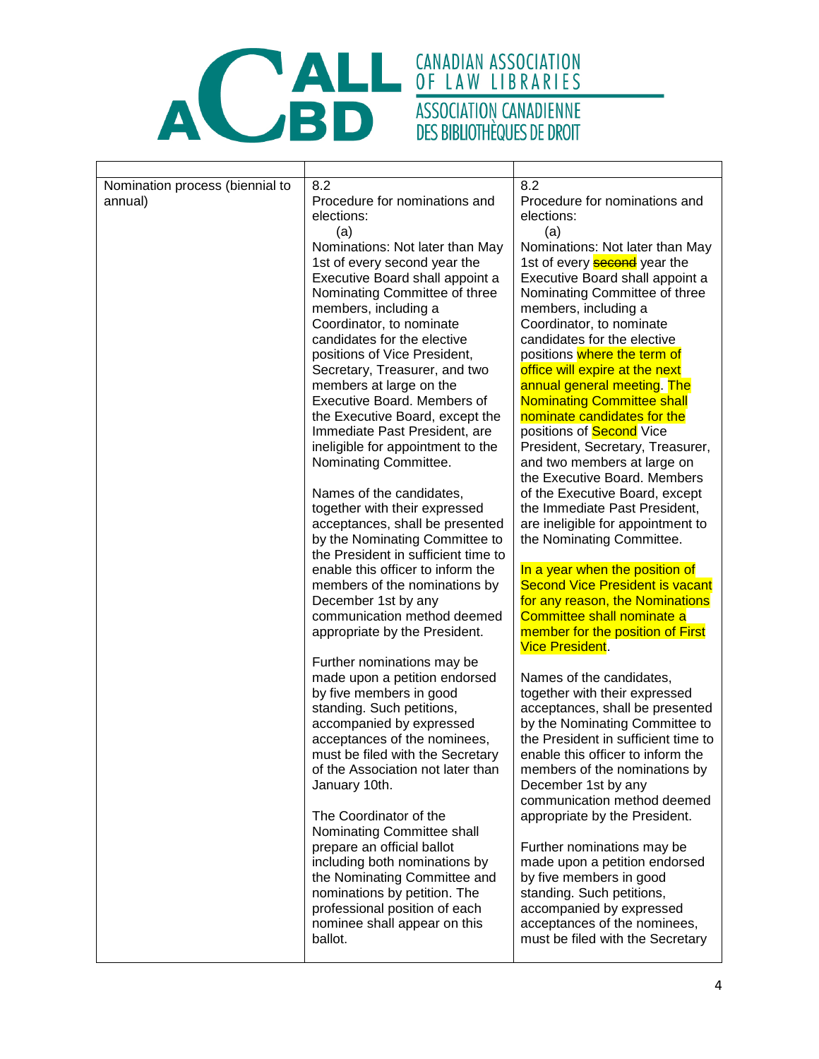| | | |
|---|---|---|
| Nomination process (biennial to annual) | 8.2<br>Procedure for nominations and elections:<br>(a)<br>Nominations: Not later than May 1st of every second year the Executive Board shall appoint a Nominating Committee of three members, including a Coordinator, to nominate candidates for the elective positions of Vice President, Secretary, Treasurer, and two members at large on the Executive Board. Members of the Executive Board, except the Immediate Past President, are ineligible for appointment to the Nominating Committee.<br><br>Names of the candidates, together with their expressed acceptances, shall be presented by the Nominating Committee to the President in sufficient time to enable this officer to inform the members of the nominations by December 1st by any communication method deemed appropriate by the President.<br><br>Further nominations may be made upon a petition endorsed by five members in good standing. Such petitions, accompanied by expressed acceptances of the nominees, must be filed with the Secretary of the Association not later than January 10th.<br><br>The Coordinator of the Nominating Committee shall prepare an official ballot including both nominations by the Nominating Committee and nominations by petition. The professional position of each nominee shall appear on this ballot. | 8.2<br>Procedure for nominations and elections:<br>(a)<br>Nominations: Not later than May 1st of every ~~second~~ year the Executive Board shall appoint a Nominating Committee of three members, including a Coordinator, to nominate candidates for the elective positions where the term of office will expire at the next annual general meeting. The Nominating Committee shall nominate candidates for the positions of Second Vice President, Secretary, Treasurer, and two members at large on the Executive Board. Members of the Executive Board, except the Immediate Past President, are ineligible for appointment to the Nominating Committee.<br><br>In a year when the position of Second Vice President is vacant for any reason, the Nominations Committee shall nominate a member for the position of First Vice President.<br><br>Names of the candidates, together with their expressed acceptances, shall be presented by the Nominating Committee to the President in sufficient time to enable this officer to inform the members of the nominations by December 1st by any communication method deemed appropriate by the President.<br><br>Further nominations may be made upon a petition endorsed by five members in good standing. Such petitions, accompanied by expressed acceptances of the nominees, must be filed with the Secretary |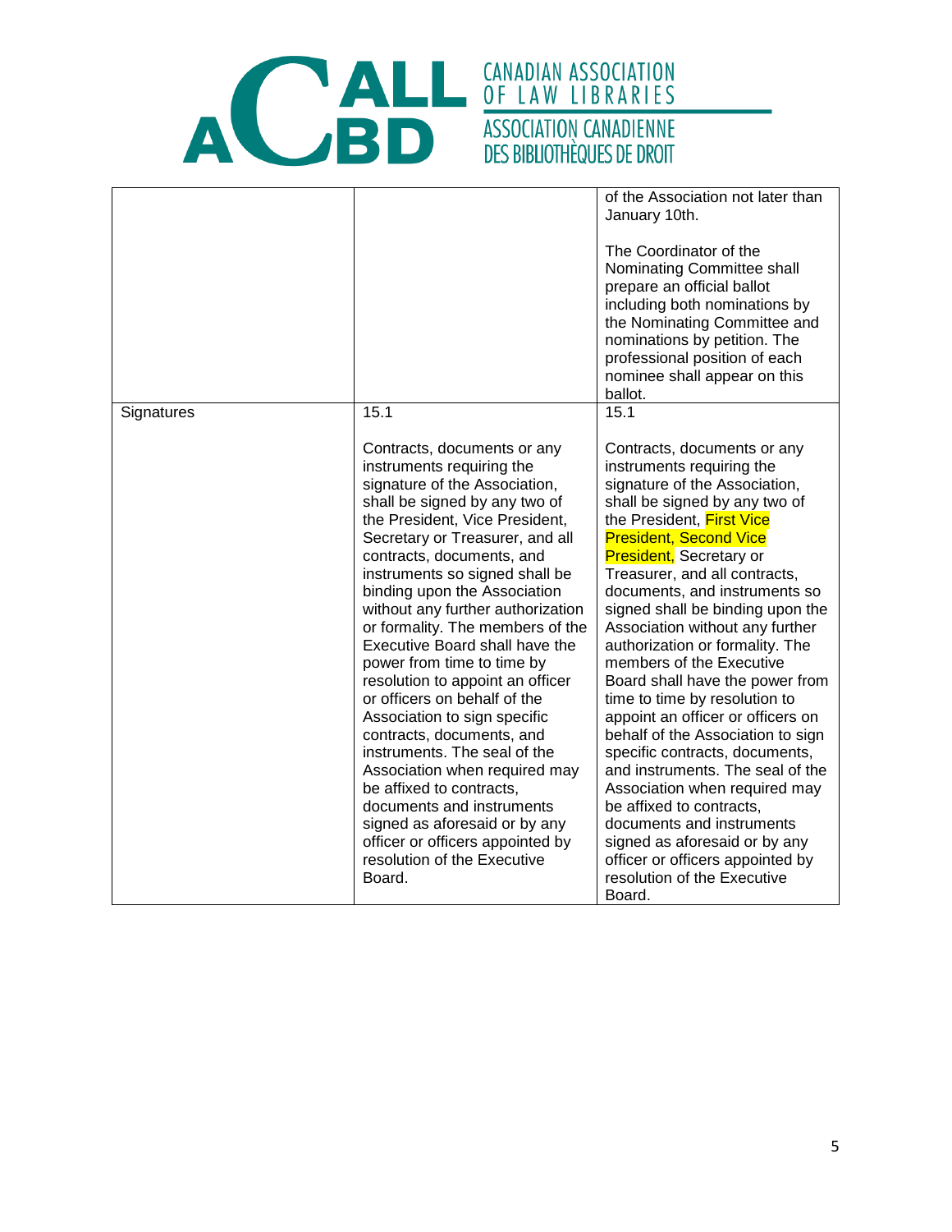| | | |
|---|---|---|
| | | of the Association not later than January 10th.<br><br>The Coordinator of the Nominating Committee shall prepare an official ballot including both nominations by the Nominating Committee and nominations by petition. The professional position of each nominee shall appear on this ballot. |
| Signatures | 15.1<br><br>Contracts, documents or any instruments requiring the signature of the Association, shall be signed by any two of the President, Vice President, Secretary or Treasurer, and all contracts, documents, and instruments so signed shall be binding upon the Association without any further authorization or formality. The members of the Executive Board shall have the power from time to time by resolution to appoint an officer or officers on behalf of the Association to sign specific contracts, documents, and instruments. The seal of the Association when required may be affixed to contracts, documents and instruments signed as aforesaid or by any officer or officers appointed by resolution of the Executive Board. | 15.1<br><br>Contracts, documents or any instruments requiring the signature of the Association, shall be signed by any two of the President, First Vice President, Second Vice President, Secretary or Treasurer, and all contracts, documents, and instruments so signed shall be binding upon the Association without any further authorization or formality. The members of the Executive Board shall have the power from time to time by resolution to appoint an officer or officers on behalf of the Association to sign specific contracts, documents, and instruments. The seal of the Association when required may be affixed to contracts, documents and instruments signed as aforesaid or by any officer or officers appointed by resolution of the Executive Board. |